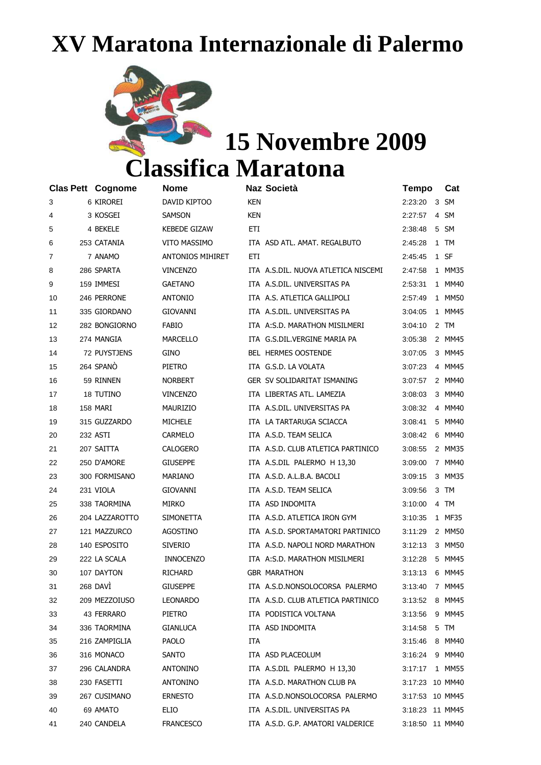# XV Maratona Internazionale di Palermo

## 15 Novembre 2009

# Classifica Maratona

| Clas | Pett | Cognome | Nome | Naz | Società | Tempo | Cat |
|---|---|---|---|---|---|---|---|
| 3 | 6 | KIROREI | DAVID KIPTOO | KEN | | 2:23:20 | 3 SM |
| 4 | 3 | KOSGEI | SAMSON | KEN | | 2:27:57 | 4 SM |
| 5 | 4 | BEKELE | KEBEDE GIZAW | ETI | | 2:38:48 | 5 SM |
| 6 | 253 | CATANIA | VITO MASSIMO | ITA | ASD ATL. AMAT. REGALBUTO | 2:45:28 | 1 TM |
| 7 | 7 | ANAMO | ANTONIOS MIHIRET | ETI | | 2:45:45 | 1 SF |
| 8 | 286 | SPARTA | VINCENZO | ITA | A.S.DIL. NUOVA ATLETICA NISCEMI | 2:47:58 | 1 MM35 |
| 9 | 159 | IMMESI | GAETANO | ITA | A.S.DIL. UNIVERSITAS PA | 2:53:31 | 1 MM40 |
| 10 | 246 | PERRONE | ANTONIO | ITA | A.S. ATLETICA GALLIPOLI | 2:57:49 | 1 MM50 |
| 11 | 335 | GIORDANO | GIOVANNI | ITA | A.S.DIL. UNIVERSITAS PA | 3:04:05 | 1 MM45 |
| 12 | 282 | BONGIORNO | FABIO | ITA | A:S.D. MARATHON MISILMERI | 3:04:10 | 2 TM |
| 13 | 274 | MANGIA | MARCELLO | ITA | G.S.DIL.VERGINE MARIA PA | 3:05:38 | 2 MM45 |
| 14 | 72 | PUYSTJENS | GINO | BEL | HERMES OOSTENDE | 3:07:05 | 3 MM45 |
| 15 | 264 | SPANÒ | PIETRO | ITA | G.S.D. LA VOLATA | 3:07:23 | 4 MM45 |
| 16 | 59 | RINNEN | NORBERT | GER | SV SOLIDARITAT ISMANING | 3:07:57 | 2 MM40 |
| 17 | 18 | TUTINO | VINCENZO | ITA | LIBERTAS ATL. LAMEZIA | 3:08:03 | 3 MM40 |
| 18 | 158 | MARI | MAURIZIO | ITA | A.S.DIL. UNIVERSITAS PA | 3:08:32 | 4 MM40 |
| 19 | 315 | GUZZARDO | MICHELE | ITA | LA TARTARUGA SCIACCA | 3:08:41 | 5 MM40 |
| 20 | 232 | ASTI | CARMELO | ITA | A.S.D. TEAM SELICA | 3:08:42 | 6 MM40 |
| 21 | 207 | SAITTA | CALOGERO | ITA | A.S.D. CLUB ATLETICA PARTINICO | 3:08:55 | 2 MM35 |
| 22 | 250 | D'AMORE | GIUSEPPE | ITA | A.S.DIL PALERMO H 13,30 | 3:09:00 | 7 MM40 |
| 23 | 300 | FORMISANO | MARIANO | ITA | A.S.D. A.L.B.A. BACOLI | 3:09:15 | 3 MM35 |
| 24 | 231 | VIOLA | GIOVANNI | ITA | A.S.D. TEAM SELICA | 3:09:56 | 3 TM |
| 25 | 338 | TAORMINA | MIRKO | ITA | ASD INDOMITA | 3:10:00 | 4 TM |
| 26 | 204 | LAZZAROTTO | SIMONETTA | ITA | A.S.D. ATLETICA IRON GYM | 3:10:35 | 1 MF35 |
| 27 | 121 | MAZZURCO | AGOSTINO | ITA | A.S.D. SPORTAMATORI PARTINICO | 3:11:29 | 2 MM50 |
| 28 | 140 | ESPOSITO | SIVERIO | ITA | A.S.D. NAPOLI NORD MARATHON | 3:12:13 | 3 MM50 |
| 29 | 222 | LA SCALA | INNOCENZO | ITA | A:S.D. MARATHON MISILMERI | 3:12:28 | 5 MM45 |
| 30 | 107 | DAYTON | RICHARD | GBR | MARATHON | 3:13:13 | 6 MM45 |
| 31 | 268 | DAVÌ | GIUSEPPE | ITA | A.S.D.NONSOLOCORSA PALERMO | 3:13:40 | 7 MM45 |
| 32 | 209 | MEZZOIUSO | LEONARDO | ITA | A.S.D. CLUB ATLETICA PARTINICO | 3:13:52 | 8 MM45 |
| 33 | 43 | FERRARO | PIETRO | ITA | PODISTICA VOLTANA | 3:13:56 | 9 MM45 |
| 34 | 336 | TAORMINA | GIANLUCA | ITA | ASD INDOMITA | 3:14:58 | 5 TM |
| 35 | 216 | ZAMPIGLIA | PAOLO | ITA | | 3:15:46 | 8 MM40 |
| 36 | 316 | MONACO | SANTO | ITA | ASD PLACEOLUM | 3:16:24 | 9 MM40 |
| 37 | 296 | CALANDRA | ANTONINO | ITA | A.S.DIL PALERMO H 13,30 | 3:17:17 | 1 MM55 |
| 38 | 230 | FASETTI | ANTONINO | ITA | A.S.D. MARATHON CLUB PA | 3:17:23 | 10 MM40 |
| 39 | 267 | CUSIMANO | ERNESTO | ITA | A.S.D.NONSOLOCORSA PALERMO | 3:17:53 | 10 MM45 |
| 40 | 69 | AMATO | ELIO | ITA | A.S.DIL. UNIVERSITAS PA | 3:18:23 | 11 MM45 |
| 41 | 240 | CANDELA | FRANCESCO | ITA | A.S.D. G.P. AMATORI VALDERICE | 3:18:50 | 11 MM40 |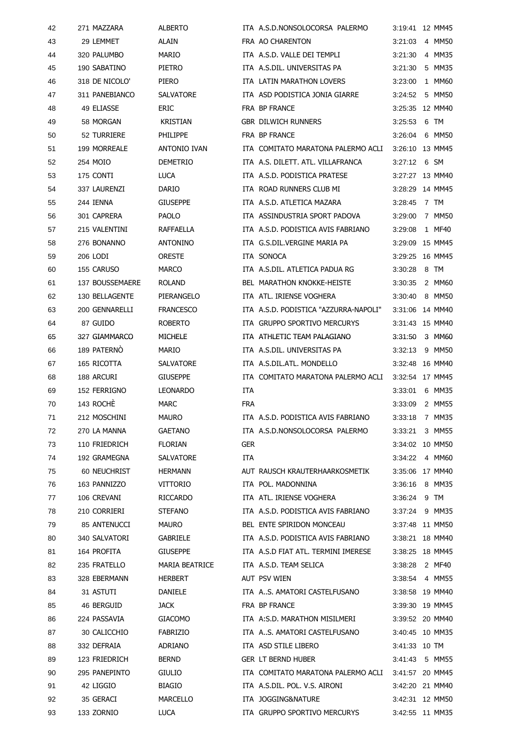| | | | | | | | |
|---|---|---|---|---|---|---|---|
| 42 | 271 | MAZZARA | ALBERTO | ITA | A.S.D.NONSOLOCORSA PALERMO | 3:19:41 | 12 MM45 |
| 43 | 29 | LEMMET | ALAIN | FRA | AO CHARENTON | 3:21:03 | 4 MM50 |
| 44 | 320 | PALUMBO | MARIO | ITA | A.S.D. VALLE DEI TEMPLI | 3:21:30 | 4 MM35 |
| 45 | 190 | SABATINO | PIETRO | ITA | A.S.DIL. UNIVERSITAS PA | 3:21:30 | 5 MM35 |
| 46 | 318 | DE NICOLO' | PIERO | ITA | LATIN MARATHON LOVERS | 3:23:00 | 1 MM60 |
| 47 | 311 | PANEBIANCO | SALVATORE | ITA | ASD PODISTICA JONIA GIARRE | 3:24:52 | 5 MM50 |
| 48 | 49 | ELIASSE | ERIC | FRA | BP FRANCE | 3:25:35 | 12 MM40 |
| 49 | 58 | MORGAN | KRISTIAN | GBR | DILWICH RUNNERS | 3:25:53 | 6 TM |
| 50 | 52 | TURRIERE | PHILIPPE | FRA | BP FRANCE | 3:26:04 | 6 MM50 |
| 51 | 199 | MORREALE | ANTONIO IVAN | ITA | COMITATO MARATONA PALERMO ACLI | 3:26:10 | 13 MM45 |
| 52 | 254 | MOIO | DEMETRIO | ITA | A.S. DILETT. ATL. VILLAFRANCA | 3:27:12 | 6 SM |
| 53 | 175 | CONTI | LUCA | ITA | A.S.D. PODISTICA PRATESE | 3:27:27 | 13 MM40 |
| 54 | 337 | LAURENZI | DARIO | ITA | ROAD RUNNERS CLUB MI | 3:28:29 | 14 MM45 |
| 55 | 244 | IENNA | GIUSEPPE | ITA | A.S.D. ATLETICA MAZARA | 3:28:45 | 7 TM |
| 56 | 301 | CAPRERA | PAOLO | ITA | ASSINDUSTRIA SPORT PADOVA | 3:29:00 | 7 MM50 |
| 57 | 215 | VALENTINI | RAFFAELLA | ITA | A.S.D. PODISTICA AVIS FABRIANO | 3:29:08 | 1 MF40 |
| 58 | 276 | BONANNO | ANTONINO | ITA | G.S.DIL.VERGINE MARIA PA | 3:29:09 | 15 MM45 |
| 59 | 206 | LODI | ORESTE | ITA | SONOCA | 3:29:25 | 16 MM45 |
| 60 | 155 | CARUSO | MARCO | ITA | A.S.DIL. ATLETICA PADUA RG | 3:30:28 | 8 TM |
| 61 | 137 | BOUSSEMAERE | ROLAND | BEL | MARATHON KNOKKE-HEISTE | 3:30:35 | 2 MM60 |
| 62 | 130 | BELLAGENTE | PIERANGELO | ITA | ATL. IRIENSE VOGHERA | 3:30:40 | 8 MM50 |
| 63 | 200 | GENNARELLI | FRANCESCO | ITA | A.S.D. PODISTICA "AZZURRA-NAPOLI" | 3:31:06 | 14 MM40 |
| 64 | 87 | GUIDO | ROBERTO | ITA | GRUPPO SPORTIVO MERCURYS | 3:31:43 | 15 MM40 |
| 65 | 327 | GIAMMARCO | MICHELE | ITA | ATHLETIC TEAM PALAGIANO | 3:31:50 | 3 MM60 |
| 66 | 189 | PATERNÒ | MARIO | ITA | A.S.DIL. UNIVERSITAS PA | 3:32:13 | 9 MM50 |
| 67 | 165 | RICOTTA | SALVATORE | ITA | A.S.DIL.ATL. MONDELLO | 3:32:48 | 16 MM40 |
| 68 | 188 | ARCURI | GIUSEPPE | ITA | COMITATO MARATONA PALERMO ACLI | 3:32:54 | 17 MM45 |
| 69 | 152 | FERRIGNO | LEONARDO | ITA | | 3:33:01 | 6 MM35 |
| 70 | 143 | ROCHÈ | MARC | FRA | | 3:33:09 | 2 MM55 |
| 71 | 212 | MOSCHINI | MAURO | ITA | A.S.D. PODISTICA AVIS FABRIANO | 3:33:18 | 7 MM35 |
| 72 | 270 | LA MANNA | GAETANO | ITA | A.S.D.NONSOLOCORSA PALERMO | 3:33:21 | 3 MM55 |
| 73 | 110 | FRIEDRICH | FLORIAN | GER | | 3:34:02 | 10 MM50 |
| 74 | 192 | GRAMEGNA | SALVATORE | ITA | | 3:34:22 | 4 MM60 |
| 75 | 60 | NEUCHRIST | HERMANN | AUT | RAUSCH KRAUTERHAARKOSMETIK | 3:35:06 | 17 MM40 |
| 76 | 163 | PANNIZZO | VITTORIO | ITA | POL. MADONNINA | 3:36:16 | 8 MM35 |
| 77 | 106 | CREVANI | RICCARDO | ITA | ATL. IRIENSE VOGHERA | 3:36:24 | 9 TM |
| 78 | 210 | CORRIERI | STEFANO | ITA | A.S.D. PODISTICA AVIS FABRIANO | 3:37:24 | 9 MM35 |
| 79 | 85 | ANTENUCCI | MAURO | BEL | ENTE SPIRIDON MONCEAU | 3:37:48 | 11 MM50 |
| 80 | 340 | SALVATORI | GABRIELE | ITA | A.S.D. PODISTICA AVIS FABRIANO | 3:38:21 | 18 MM40 |
| 81 | 164 | PROFITA | GIUSEPPE | ITA | A.S.D FIAT ATL. TERMINI IMERESE | 3:38:25 | 18 MM45 |
| 82 | 235 | FRATELLO | MARIA BEATRICE | ITA | A.S.D. TEAM SELICA | 3:38:28 | 2 MF40 |
| 83 | 328 | EBERMANN | HERBERT | AUT | PSV WIEN | 3:38:54 | 4 MM55 |
| 84 | 31 | ASTUTI | DANIELE | ITA | A..S. AMATORI CASTELFUSANO | 3:38:58 | 19 MM40 |
| 85 | 46 | BERGUID | JACK | FRA | BP FRANCE | 3:39:30 | 19 MM45 |
| 86 | 224 | PASSAVIA | GIACOMO | ITA | A:S.D. MARATHON MISILMERI | 3:39:52 | 20 MM40 |
| 87 | 30 | CALICCHIO | FABRIZIO | ITA | A..S. AMATORI CASTELFUSANO | 3:40:45 | 10 MM35 |
| 88 | 332 | DEFRAIA | ADRIANO | ITA | ASD STILE LIBERO | 3:41:33 | 10 TM |
| 89 | 123 | FRIEDRICH | BERND | GER | LT BERND HUBER | 3:41:43 | 5 MM55 |
| 90 | 295 | PANEPINTO | GIULIO | ITA | COMITATO MARATONA PALERMO ACLI | 3:41:57 | 20 MM45 |
| 91 | 42 | LIGGIO | BIAGIO | ITA | A.S.DIL. POL. V.S. AIRONI | 3:42:20 | 21 MM40 |
| 92 | 35 | GERACI | MARCELLO | ITA | JOGGING&NATURE | 3:42:31 | 12 MM50 |
| 93 | 133 | ZORNIO | LUCA | ITA | GRUPPO SPORTIVO MERCURYS | 3:42:55 | 11 MM35 |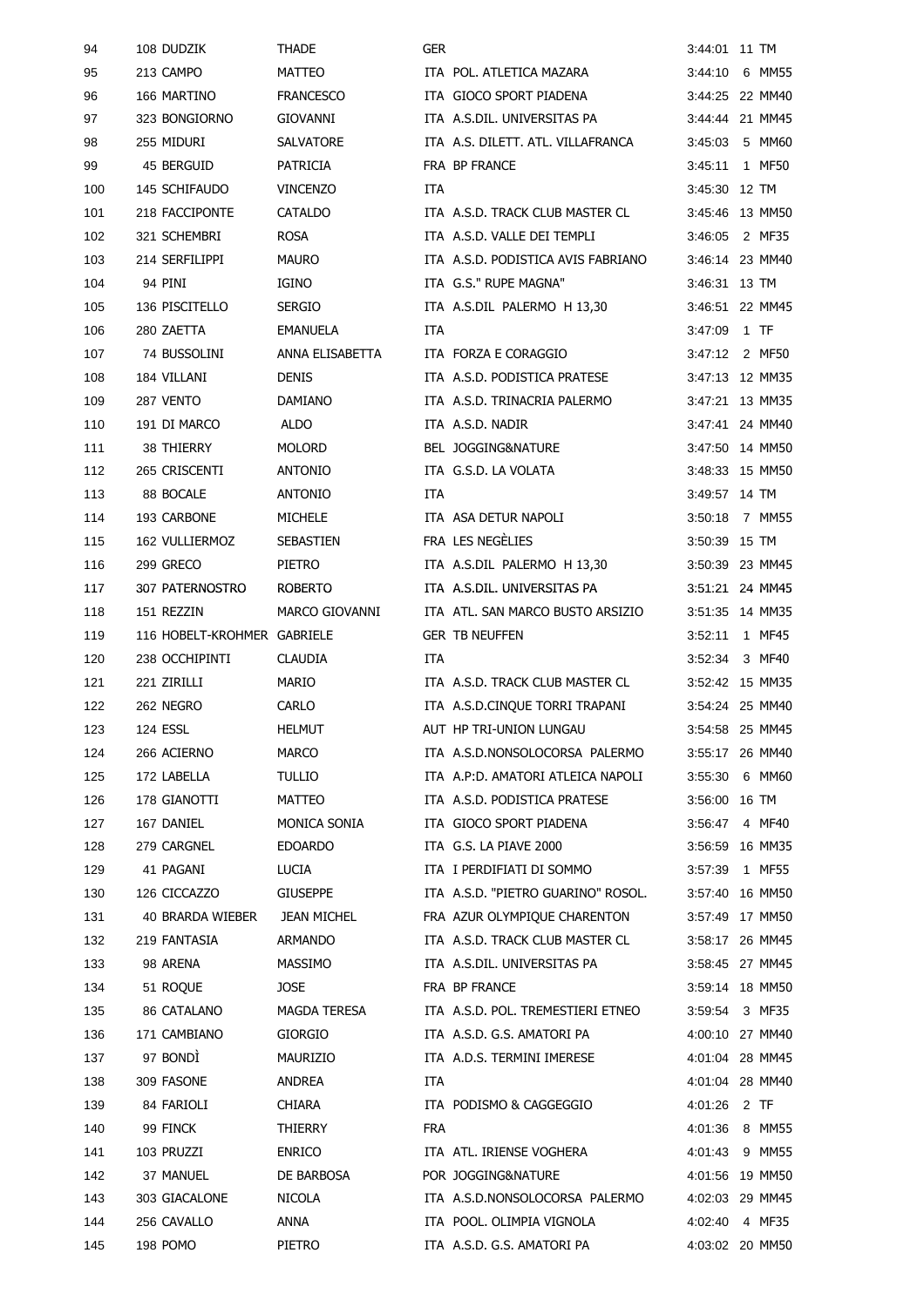| | | | | | | | |
|---|---|---|---|---|---|---|---|
| 94 | 108 | DUDZIK | THADE | GER | | 3:44:01 | 11 TM |
| 95 | 213 | CAMPO | MATTEO | ITA | POL. ATLETICA MAZARA | 3:44:10 | 6 MM55 |
| 96 | 166 | MARTINO | FRANCESCO | ITA | GIOCO SPORT PIADENA | 3:44:25 | 22 MM40 |
| 97 | 323 | BONGIORNO | GIOVANNI | ITA | A.S.DIL. UNIVERSITAS PA | 3:44:44 | 21 MM45 |
| 98 | 255 | MIDURI | SALVATORE | ITA | A.S. DILETT. ATL. VILLAFRANCA | 3:45:03 | 5 MM60 |
| 99 | 45 | BERGUID | PATRICIA | FRA | BP FRANCE | 3:45:11 | 1 MF50 |
| 100 | 145 | SCHIFAUDO | VINCENZO | ITA | | 3:45:30 | 12 TM |
| 101 | 218 | FACCIPONTE | CATALDO | ITA | A.S.D. TRACK CLUB MASTER CL | 3:45:46 | 13 MM50 |
| 102 | 321 | SCHEMBRI | ROSA | ITA | A.S.D. VALLE DEI TEMPLI | 3:46:05 | 2 MF35 |
| 103 | 214 | SERFILIPPI | MAURO | ITA | A.S.D. PODISTICA AVIS FABRIANO | 3:46:14 | 23 MM40 |
| 104 | 94 | PINI | IGINO | ITA | G.S." RUPE MAGNA" | 3:46:31 | 13 TM |
| 105 | 136 | PISCITELLO | SERGIO | ITA | A.S.DIL PALERMO H 13,30 | 3:46:51 | 22 MM45 |
| 106 | 280 | ZAETTA | EMANUELA | ITA | | 3:47:09 | 1 TF |
| 107 | 74 | BUSSOLINI | ANNA ELISABETTA | ITA | FORZA E CORAGGIO | 3:47:12 | 2 MF50 |
| 108 | 184 | VILLANI | DENIS | ITA | A.S.D. PODISTICA PRATESE | 3:47:13 | 12 MM35 |
| 109 | 287 | VENTO | DAMIANO | ITA | A.S.D. TRINACRIA PALERMO | 3:47:21 | 13 MM35 |
| 110 | 191 | DI MARCO | ALDO | ITA | A.S.D. NADIR | 3:47:41 | 24 MM40 |
| 111 | 38 | THIERRY | MOLORD | BEL | JOGGING&NATURE | 3:47:50 | 14 MM50 |
| 112 | 265 | CRISCENTI | ANTONIO | ITA | G.S.D. LA VOLATA | 3:48:33 | 15 MM50 |
| 113 | 88 | BOCALE | ANTONIO | ITA | | 3:49:57 | 14 TM |
| 114 | 193 | CARBONE | MICHELE | ITA | ASA DETUR NAPOLI | 3:50:18 | 7 MM55 |
| 115 | 162 | VULLIERMOZ | SEBASTIEN | FRA | LES NEGÈLIES | 3:50:39 | 15 TM |
| 116 | 299 | GRECO | PIETRO | ITA | A.S.DIL PALERMO H 13,30 | 3:50:39 | 23 MM45 |
| 117 | 307 | PATERNOSTRO | ROBERTO | ITA | A.S.DIL. UNIVERSITAS PA | 3:51:21 | 24 MM45 |
| 118 | 151 | REZZIN | MARCO GIOVANNI | ITA | ATL. SAN MARCO BUSTO ARSIZIO | 3:51:35 | 14 MM35 |
| 119 | 116 | HOBELT-KROHMER | GABRIELE | GER | TB NEUFFEN | 3:52:11 | 1 MF45 |
| 120 | 238 | OCCHIPINTI | CLAUDIA | ITA | | 3:52:34 | 3 MF40 |
| 121 | 221 | ZIRILLI | MARIO | ITA | A.S.D. TRACK CLUB MASTER CL | 3:52:42 | 15 MM35 |
| 122 | 262 | NEGRO | CARLO | ITA | A.S.D.CINQUE TORRI TRAPANI | 3:54:24 | 25 MM40 |
| 123 | 124 | ESSL | HELMUT | AUT | HP TRI-UNION LUNGAU | 3:54:58 | 25 MM45 |
| 124 | 266 | ACIERNO | MARCO | ITA | A.S.D.NONSOLOCORSA PALERMO | 3:55:17 | 26 MM40 |
| 125 | 172 | LABELLA | TULLIO | ITA | A.P:D. AMATORI ATLEICA NAPOLI | 3:55:30 | 6 MM60 |
| 126 | 178 | GIANOTTI | MATTEO | ITA | A.S.D. PODISTICA PRATESE | 3:56:00 | 16 TM |
| 127 | 167 | DANIEL | MONICA SONIA | ITA | GIOCO SPORT PIADENA | 3:56:47 | 4 MF40 |
| 128 | 279 | CARGNEL | EDOARDO | ITA | G.S. LA PIAVE 2000 | 3:56:59 | 16 MM35 |
| 129 | 41 | PAGANI | LUCIA | ITA | I PERDIFIATI DI SOMMO | 3:57:39 | 1 MF55 |
| 130 | 126 | CICCAZZO | GIUSEPPE | ITA | A.S.D. "PIETRO GUARINO" ROSOL. | 3:57:40 | 16 MM50 |
| 131 | 40 | BRARDA WIEBER | JEAN MICHEL | FRA | AZUR OLYMPIQUE CHARENTON | 3:57:49 | 17 MM50 |
| 132 | 219 | FANTASIA | ARMANDO | ITA | A.S.D. TRACK CLUB MASTER CL | 3:58:17 | 26 MM45 |
| 133 | 98 | ARENA | MASSIMO | ITA | A.S.DIL. UNIVERSITAS PA | 3:58:45 | 27 MM45 |
| 134 | 51 | ROQUE | JOSE | FRA | BP FRANCE | 3:59:14 | 18 MM50 |
| 135 | 86 | CATALANO | MAGDA TERESA | ITA | A.S.D. POL. TREMESTIERI ETNEO | 3:59:54 | 3 MF35 |
| 136 | 171 | CAMBIANO | GIORGIO | ITA | A.S.D. G.S. AMATORI PA | 4:00:10 | 27 MM40 |
| 137 | 97 | BONDÌ | MAURIZIO | ITA | A.D.S. TERMINI IMERESE | 4:01:04 | 28 MM45 |
| 138 | 309 | FASONE | ANDREA | ITA | | 4:01:04 | 28 MM40 |
| 139 | 84 | FARIOLI | CHIARA | ITA | PODISMO & CAGGEGGIO | 4:01:26 | 2 TF |
| 140 | 99 | FINCK | THIERRY | FRA | | 4:01:36 | 8 MM55 |
| 141 | 103 | PRUZZI | ENRICO | ITA | ATL. IRIENSE VOGHERA | 4:01:43 | 9 MM55 |
| 142 | 37 | MANUEL | DE BARBOSA | POR | JOGGING&NATURE | 4:01:56 | 19 MM50 |
| 143 | 303 | GIACALONE | NICOLA | ITA | A.S.D.NONSOLOCORSA PALERMO | 4:02:03 | 29 MM45 |
| 144 | 256 | CAVALLO | ANNA | ITA | POOL. OLIMPIA VIGNOLA | 4:02:40 | 4 MF35 |
| 145 | 198 | POMO | PIETRO | ITA | A.S.D. G.S. AMATORI PA | 4:03:02 | 20 MM50 |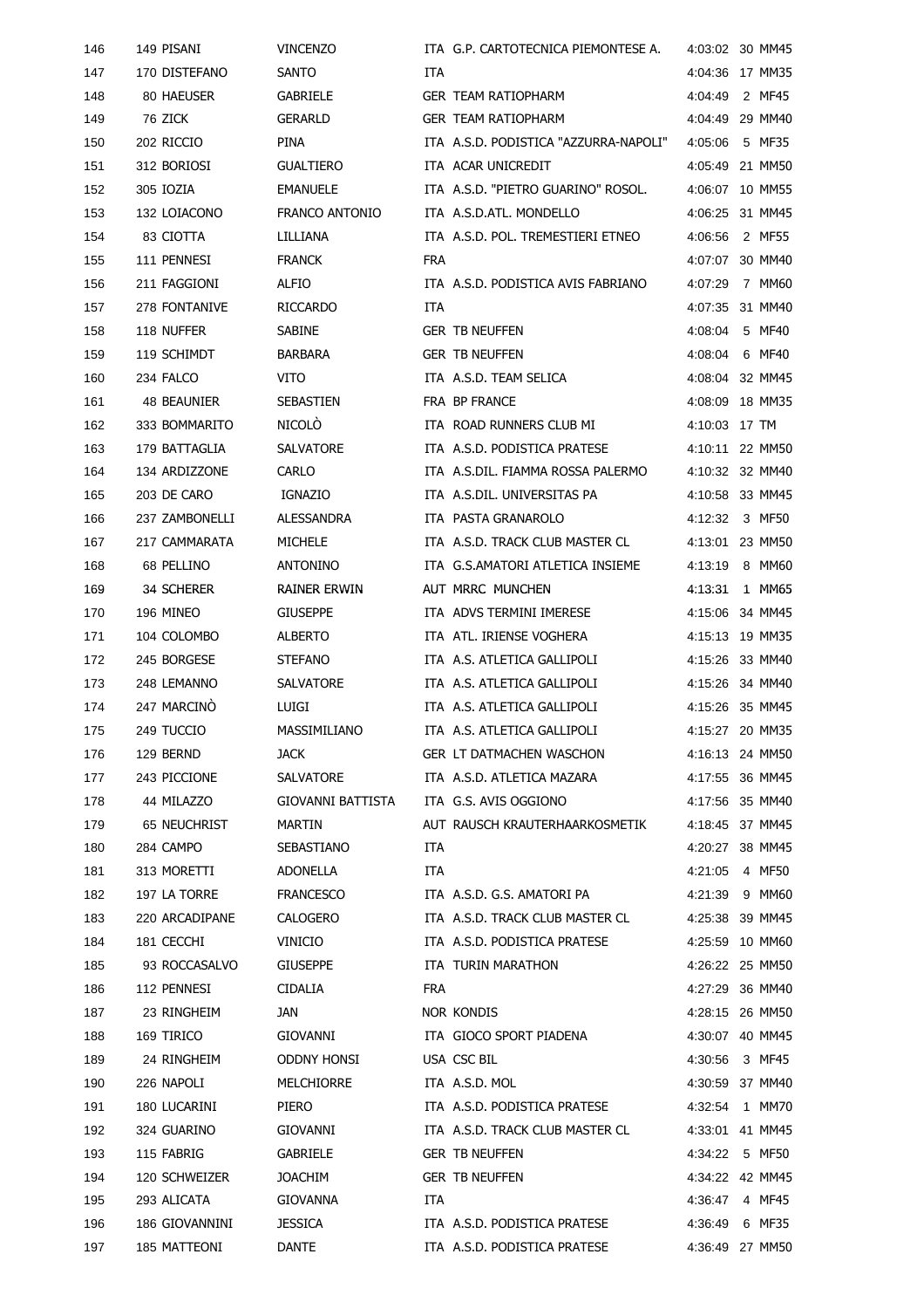| | | | | | | | |
|---|---|---|---|---|---|---|---|
| 146 | 149 | PISANI | VINCENZO | ITA | G.P. CARTOTECNICA PIEMONTESE A. | 4:03:02 | 30 MM45 |
| 147 | 170 | DISTEFANO | SANTO | ITA | | 4:04:36 | 17 MM35 |
| 148 | 80 | HAEUSER | GABRIELE | GER | TEAM RATIOPHARM | 4:04:49 | 2 MF45 |
| 149 | 76 | ZICK | GERARLD | GER | TEAM RATIOPHARM | 4:04:49 | 29 MM40 |
| 150 | 202 | RICCIO | PINA | ITA | A.S.D. PODISTICA "AZZURRA-NAPOLI" | 4:05:06 | 5 MF35 |
| 151 | 312 | BORIOSI | GUALTIERO | ITA | ACAR UNICREDIT | 4:05:49 | 21 MM50 |
| 152 | 305 | IOZIA | EMANUELE | ITA | A.S.D. "PIETRO GUARINO" ROSOL. | 4:06:07 | 10 MM55 |
| 153 | 132 | LOIACONO | FRANCO ANTONIO | ITA | A.S.D.ATL. MONDELLO | 4:06:25 | 31 MM45 |
| 154 | 83 | CIOTTA | LILLIANA | ITA | A.S.D. POL. TREMESTIERI ETNEO | 4:06:56 | 2 MF55 |
| 155 | 111 | PENNESI | FRANCK | FRA | | 4:07:07 | 30 MM40 |
| 156 | 211 | FAGGIONI | ALFIO | ITA | A.S.D. PODISTICA AVIS FABRIANO | 4:07:29 | 7 MM60 |
| 157 | 278 | FONTANIVE | RICCARDO | ITA | | 4:07:35 | 31 MM40 |
| 158 | 118 | NUFFER | SABINE | GER | TB NEUFFEN | 4:08:04 | 5 MF40 |
| 159 | 119 | SCHIMDT | BARBARA | GER | TB NEUFFEN | 4:08:04 | 6 MF40 |
| 160 | 234 | FALCO | VITO | ITA | A.S.D. TEAM SELICA | 4:08:04 | 32 MM45 |
| 161 | 48 | BEAUNIER | SEBASTIEN | FRA | BP FRANCE | 4:08:09 | 18 MM35 |
| 162 | 333 | BOMMARITO | NICOLÒ | ITA | ROAD RUNNERS CLUB MI | 4:10:03 | 17 TM |
| 163 | 179 | BATTAGLIA | SALVATORE | ITA | A.S.D. PODISTICA PRATESE | 4:10:11 | 22 MM50 |
| 164 | 134 | ARDIZZONE | CARLO | ITA | A.S.DIL. FIAMMA ROSSA PALERMO | 4:10:32 | 32 MM40 |
| 165 | 203 | DE CARO | IGNAZIO | ITA | A.S.DIL. UNIVERSITAS PA | 4:10:58 | 33 MM45 |
| 166 | 237 | ZAMBONELLI | ALESSANDRA | ITA | PASTA GRANAROLO | 4:12:32 | 3 MF50 |
| 167 | 217 | CAMMARATA | MICHELE | ITA | A.S.D. TRACK CLUB MASTER CL | 4:13:01 | 23 MM50 |
| 168 | 68 | PELLINO | ANTONINO | ITA | G.S.AMATORI ATLETICA INSIEME | 4:13:19 | 8 MM60 |
| 169 | 34 | SCHERER | RAINER ERWIN | AUT | MRRC MUNCHEN | 4:13:31 | 1 MM65 |
| 170 | 196 | MINEO | GIUSEPPE | ITA | ADVS TERMINI IMERESE | 4:15:06 | 34 MM45 |
| 171 | 104 | COLOMBO | ALBERTO | ITA | ATL. IRIENSE VOGHERA | 4:15:13 | 19 MM35 |
| 172 | 245 | BORGESE | STEFANO | ITA | A.S. ATLETICA GALLIPOLI | 4:15:26 | 33 MM40 |
| 173 | 248 | LEMANNO | SALVATORE | ITA | A.S. ATLETICA GALLIPOLI | 4:15:26 | 34 MM40 |
| 174 | 247 | MARCINÒ | LUIGI | ITA | A.S. ATLETICA GALLIPOLI | 4:15:26 | 35 MM45 |
| 175 | 249 | TUCCIO | MASSIMILIANO | ITA | A.S. ATLETICA GALLIPOLI | 4:15:27 | 20 MM35 |
| 176 | 129 | BERND | JACK | GER | LT DATMACHEN WASCHON | 4:16:13 | 24 MM50 |
| 177 | 243 | PICCIONE | SALVATORE | ITA | A.S.D. ATLETICA MAZARA | 4:17:55 | 36 MM45 |
| 178 | 44 | MILAZZO | GIOVANNI BATTISTA | ITA | G.S. AVIS OGGIONO | 4:17:56 | 35 MM40 |
| 179 | 65 | NEUCHRIST | MARTIN | AUT | RAUSCH KRAUTERHAARKOSMETIK | 4:18:45 | 37 MM45 |
| 180 | 284 | CAMPO | SEBASTIANO | ITA | | 4:20:27 | 38 MM45 |
| 181 | 313 | MORETTI | ADONELLA | ITA | | 4:21:05 | 4 MF50 |
| 182 | 197 | LA TORRE | FRANCESCO | ITA | A.S.D. G.S. AMATORI PA | 4:21:39 | 9 MM60 |
| 183 | 220 | ARCADIPANE | CALOGERO | ITA | A.S.D. TRACK CLUB MASTER CL | 4:25:38 | 39 MM45 |
| 184 | 181 | CECCHI | VINICIO | ITA | A.S.D. PODISTICA PRATESE | 4:25:59 | 10 MM60 |
| 185 | 93 | ROCCASALVO | GIUSEPPE | ITA | TURIN MARATHON | 4:26:22 | 25 MM50 |
| 186 | 112 | PENNESI | CIDALIA | FRA | | 4:27:29 | 36 MM40 |
| 187 | 23 | RINGHEIM | JAN | NOR | KONDIS | 4:28:15 | 26 MM50 |
| 188 | 169 | TIRICO | GIOVANNI | ITA | GIOCO SPORT PIADENA | 4:30:07 | 40 MM45 |
| 189 | 24 | RINGHEIM | ODDNY HONSI | USA | CSC BIL | 4:30:56 | 3 MF45 |
| 190 | 226 | NAPOLI | MELCHIORRE | ITA | A.S.D. MOL | 4:30:59 | 37 MM40 |
| 191 | 180 | LUCARINI | PIERO | ITA | A.S.D. PODISTICA PRATESE | 4:32:54 | 1 MM70 |
| 192 | 324 | GUARINO | GIOVANNI | ITA | A.S.D. TRACK CLUB MASTER CL | 4:33:01 | 41 MM45 |
| 193 | 115 | FABRIG | GABRIELE | GER | TB NEUFFEN | 4:34:22 | 5 MF50 |
| 194 | 120 | SCHWEIZER | JOACHIM | GER | TB NEUFFEN | 4:34:22 | 42 MM45 |
| 195 | 293 | ALICATA | GIOVANNA | ITA | | 4:36:47 | 4 MF45 |
| 196 | 186 | GIOVANNINI | JESSICA | ITA | A.S.D. PODISTICA PRATESE | 4:36:49 | 6 MF35 |
| 197 | 185 | MATTEONI | DANTE | ITA | A.S.D. PODISTICA PRATESE | 4:36:49 | 27 MM50 |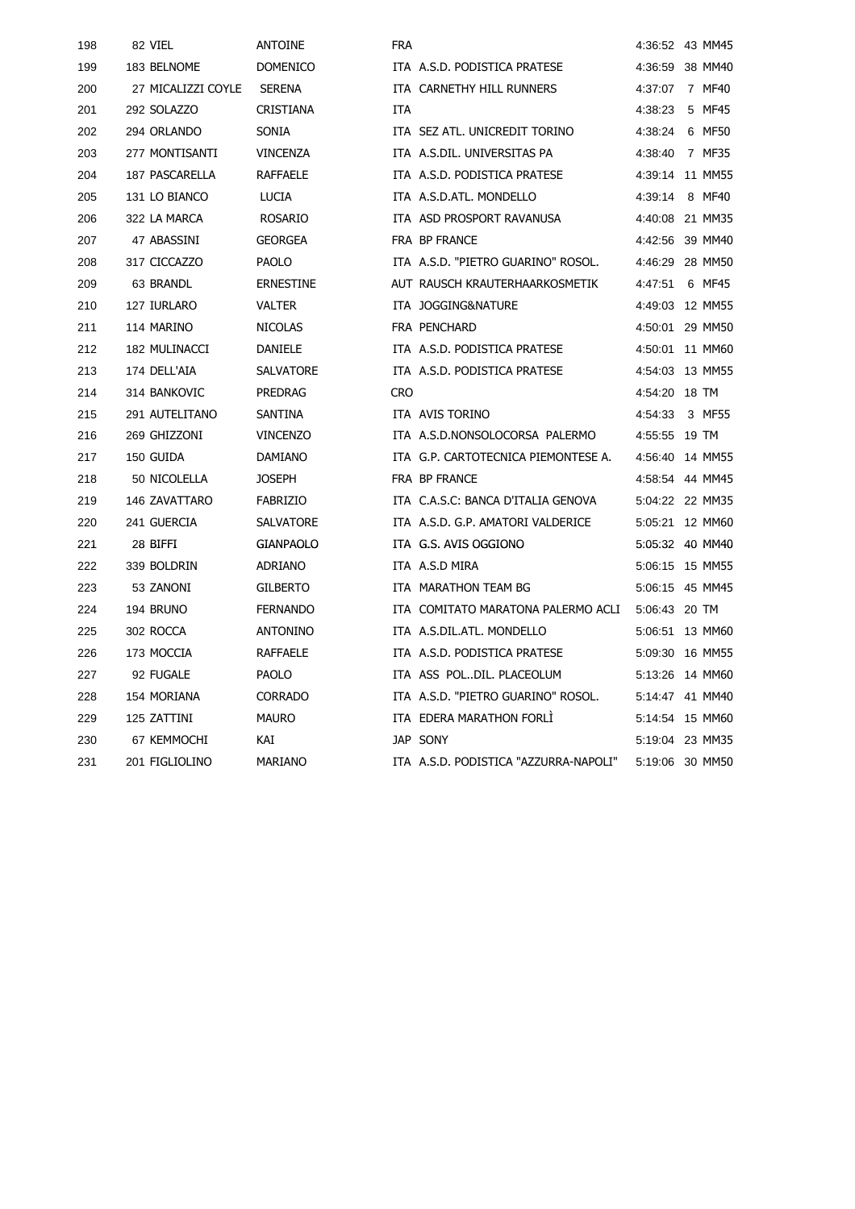| | | | | | | | | |
|---|---|---|---|---|---|---|---|---|
| 198 | 82 | VIEL | ANTOINE | FRA | | 4:36:52 | 43 | MM45 |
| 199 | 183 | BELNOME | DOMENICO | ITA | A.S.D. PODISTICA PRATESE | 4:36:59 | 38 | MM40 |
| 200 | 27 | MICALIZZI COYLE | SERENA | ITA | CARNETHY HILL RUNNERS | 4:37:07 | 7 | MF40 |
| 201 | 292 | SOLAZZO | CRISTIANA | ITA | | 4:38:23 | 5 | MF45 |
| 202 | 294 | ORLANDO | SONIA | ITA | SEZ ATL. UNICREDIT TORINO | 4:38:24 | 6 | MF50 |
| 203 | 277 | MONTISANTI | VINCENZA | ITA | A.S.DIL. UNIVERSITAS PA | 4:38:40 | 7 | MF35 |
| 204 | 187 | PASCARELLA | RAFFAELE | ITA | A.S.D. PODISTICA PRATESE | 4:39:14 | 11 | MM55 |
| 205 | 131 | LO BIANCO | LUCIA | ITA | A.S.D.ATL. MONDELLO | 4:39:14 | 8 | MF40 |
| 206 | 322 | LA MARCA | ROSARIO | ITA | ASD PROSPORT RAVANUSA | 4:40:08 | 21 | MM35 |
| 207 | 47 | ABASSINI | GEORGEA | FRA | BP FRANCE | 4:42:56 | 39 | MM40 |
| 208 | 317 | CICCAZZO | PAOLO | ITA | A.S.D. "PIETRO GUARINO" ROSOL. | 4:46:29 | 28 | MM50 |
| 209 | 63 | BRANDL | ERNESTINE | AUT | RAUSCH KRAUTERHAARKOSMETIK | 4:47:51 | 6 | MF45 |
| 210 | 127 | IURLARO | VALTER | ITA | JOGGING&NATURE | 4:49:03 | 12 | MM55 |
| 211 | 114 | MARINO | NICOLAS | FRA | PENCHARD | 4:50:01 | 29 | MM50 |
| 212 | 182 | MULINACCI | DANIELE | ITA | A.S.D. PODISTICA PRATESE | 4:50:01 | 11 | MM60 |
| 213 | 174 | DELL'AIA | SALVATORE | ITA | A.S.D. PODISTICA PRATESE | 4:54:03 | 13 | MM55 |
| 214 | 314 | BANKOVIC | PREDRAG | CRO | | 4:54:20 | 18 | TM |
| 215 | 291 | AUTELITANO | SANTINA | ITA | AVIS TORINO | 4:54:33 | 3 | MF55 |
| 216 | 269 | GHIZZONI | VINCENZO | ITA | A.S.D.NONSOLOCORSA PALERMO | 4:55:55 | 19 | TM |
| 217 | 150 | GUIDA | DAMIANO | ITA | G.P. CARTOTECNICA PIEMONTESE A. | 4:56:40 | 14 | MM55 |
| 218 | 50 | NICOLELLA | JOSEPH | FRA | BP FRANCE | 4:58:54 | 44 | MM45 |
| 219 | 146 | ZAVATTARO | FABRIZIO | ITA | C.A.S.C: BANCA D'ITALIA GENOVA | 5:04:22 | 22 | MM35 |
| 220 | 241 | GUERCIA | SALVATORE | ITA | A.S.D. G.P. AMATORI VALDERICE | 5:05:21 | 12 | MM60 |
| 221 | 28 | BIFFI | GIANPAOLO | ITA | G.S. AVIS OGGIONO | 5:05:32 | 40 | MM40 |
| 222 | 339 | BOLDRIN | ADRIANO | ITA | A.S.D MIRA | 5:06:15 | 15 | MM55 |
| 223 | 53 | ZANONI | GILBERTO | ITA | MARATHON TEAM BG | 5:06:15 | 45 | MM45 |
| 224 | 194 | BRUNO | FERNANDO | ITA | COMITATO MARATONA PALERMO ACLI | 5:06:43 | 20 | TM |
| 225 | 302 | ROCCA | ANTONINO | ITA | A.S.DIL.ATL. MONDELLO | 5:06:51 | 13 | MM60 |
| 226 | 173 | MOCCIA | RAFFAELE | ITA | A.S.D. PODISTICA PRATESE | 5:09:30 | 16 | MM55 |
| 227 | 92 | FUGALE | PAOLO | ITA | ASS POL..DIL. PLACEOLUM | 5:13:26 | 14 | MM60 |
| 228 | 154 | MORIANA | CORRADO | ITA | A.S.D. "PIETRO GUARINO" ROSOL. | 5:14:47 | 41 | MM40 |
| 229 | 125 | ZATTINI | MAURO | ITA | EDERA MARATHON FORLÌ | 5:14:54 | 15 | MM60 |
| 230 | 67 | KEMMOCHI | KAI | JAP | SONY | 5:19:04 | 23 | MM35 |
| 231 | 201 | FIGLIOLINO | MARIANO | ITA | A.S.D. PODISTICA "AZZURRA-NAPOLI" | 5:19:06 | 30 | MM50 |